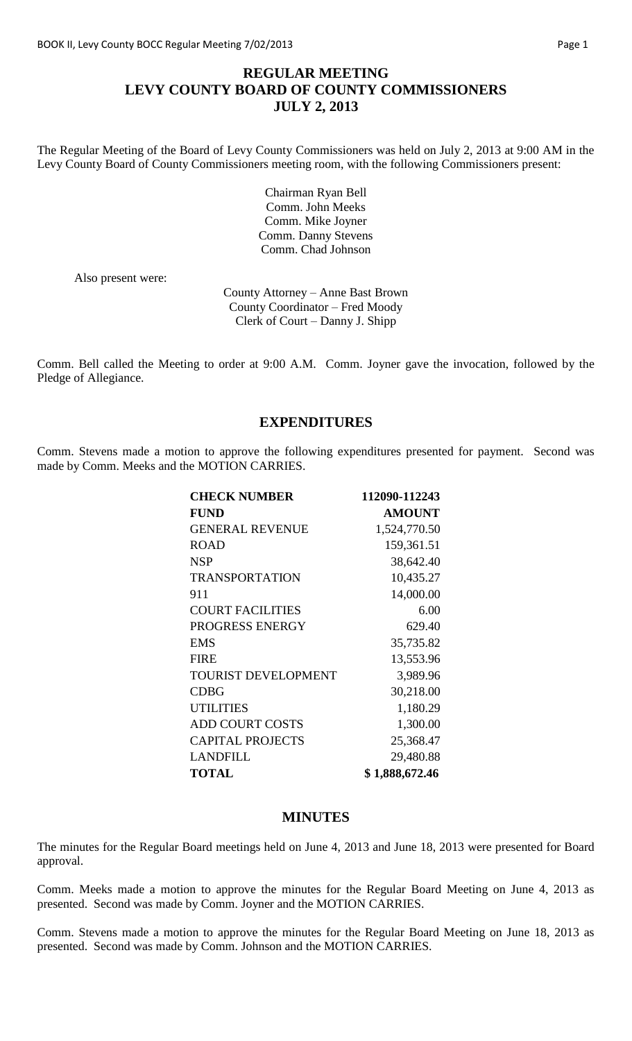# REGULAR MEETING
# LEVY COUNTY BOARD OF COUNTY COMMISSIONERS
# JULY 2, 2013

The Regular Meeting of the Board of Levy County Commissioners was held on July 2, 2013 at 9:00 AM in the Levy County Board of County Commissioners meeting room, with the following Commissioners present:

Chairman Ryan Bell
Comm. John Meeks
Comm. Mike Joyner
Comm. Danny Stevens
Comm. Chad Johnson

Also present were:

County Attorney – Anne Bast Brown
County Coordinator – Fred Moody
Clerk of Court – Danny J. Shipp

Comm. Bell called the Meeting to order at 9:00 A.M. Comm. Joyner gave the invocation, followed by the Pledge of Allegiance.

## EXPENDITURES

Comm. Stevens made a motion to approve the following expenditures presented for payment. Second was made by Comm. Meeks and the MOTION CARRIES.

| **CHECK NUMBER** | **112090-112243** |
|---|---|
| **FUND** | **AMOUNT** |
| GENERAL REVENUE | 1,524,770.50 |
| ROAD | 159,361.51 |
| NSP | 38,642.40 |
| TRANSPORTATION | 10,435.27 |
| 911 | 14,000.00 |
| COURT FACILITIES | 6.00 |
| PROGRESS ENERGY | 629.40 |
| EMS | 35,735.82 |
| FIRE | 13,553.96 |
| TOURIST DEVELOPMENT | 3,989.96 |
| CDBG | 30,218.00 |
| UTILITIES | 1,180.29 |
| ADD COURT COSTS | 1,300.00 |
| CAPITAL PROJECTS | 25,368.47 |
| LANDFILL | 29,480.88 |
| **TOTAL** | **$ 1,888,672.46** |

## MINUTES

The minutes for the Regular Board meetings held on June 4, 2013 and June 18, 2013 were presented for Board approval.

Comm. Meeks made a motion to approve the minutes for the Regular Board Meeting on June 4, 2013 as presented. Second was made by Comm. Joyner and the MOTION CARRIES.

Comm. Stevens made a motion to approve the minutes for the Regular Board Meeting on June 18, 2013 as presented. Second was made by Comm. Johnson and the MOTION CARRIES.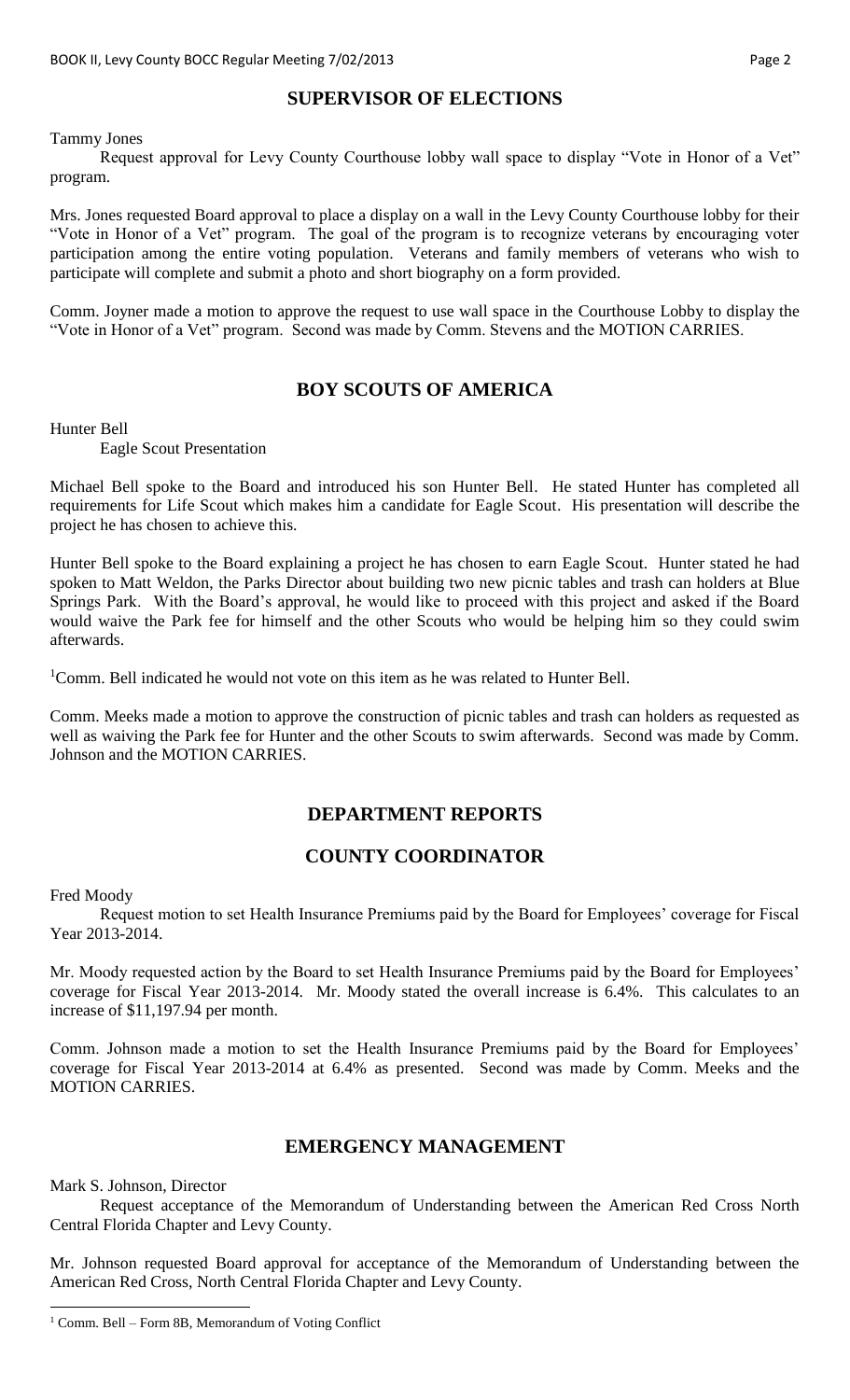## SUPERVISOR OF ELECTIONS

Tammy Jones

Request approval for Levy County Courthouse lobby wall space to display "Vote in Honor of a Vet" program.

Mrs. Jones requested Board approval to place a display on a wall in the Levy County Courthouse lobby for their "Vote in Honor of a Vet" program. The goal of the program is to recognize veterans by encouraging voter participation among the entire voting population. Veterans and family members of veterans who wish to participate will complete and submit a photo and short biography on a form provided.

Comm. Joyner made a motion to approve the request to use wall space in the Courthouse Lobby to display the "Vote in Honor of a Vet" program. Second was made by Comm. Stevens and the MOTION CARRIES.

## BOY SCOUTS OF AMERICA

Hunter Bell

Eagle Scout Presentation

Michael Bell spoke to the Board and introduced his son Hunter Bell. He stated Hunter has completed all requirements for Life Scout which makes him a candidate for Eagle Scout. His presentation will describe the project he has chosen to achieve this.

Hunter Bell spoke to the Board explaining a project he has chosen to earn Eagle Scout. Hunter stated he had spoken to Matt Weldon, the Parks Director about building two new picnic tables and trash can holders at Blue Springs Park. With the Board's approval, he would like to proceed with this project and asked if the Board would waive the Park fee for himself and the other Scouts who would be helping him so they could swim afterwards.

[1]Comm. Bell indicated he would not vote on this item as he was related to Hunter Bell.

Comm. Meeks made a motion to approve the construction of picnic tables and trash can holders as requested as well as waiving the Park fee for Hunter and the other Scouts to swim afterwards. Second was made by Comm. Johnson and the MOTION CARRIES.

## DEPARTMENT REPORTS

## COUNTY COORDINATOR

Fred Moody

Request motion to set Health Insurance Premiums paid by the Board for Employees' coverage for Fiscal Year 2013-2014.

Mr. Moody requested action by the Board to set Health Insurance Premiums paid by the Board for Employees' coverage for Fiscal Year 2013-2014. Mr. Moody stated the overall increase is 6.4%. This calculates to an increase of $11,197.94 per month.

Comm. Johnson made a motion to set the Health Insurance Premiums paid by the Board for Employees' coverage for Fiscal Year 2013-2014 at 6.4% as presented. Second was made by Comm. Meeks and the MOTION CARRIES.

## EMERGENCY MANAGEMENT

Mark S. Johnson, Director

Request acceptance of the Memorandum of Understanding between the American Red Cross North Central Florida Chapter and Levy County.

Mr. Johnson requested Board approval for acceptance of the Memorandum of Understanding between the American Red Cross, North Central Florida Chapter and Levy County.

---

[1] Comm. Bell – Form 8B, Memorandum of Voting Conflict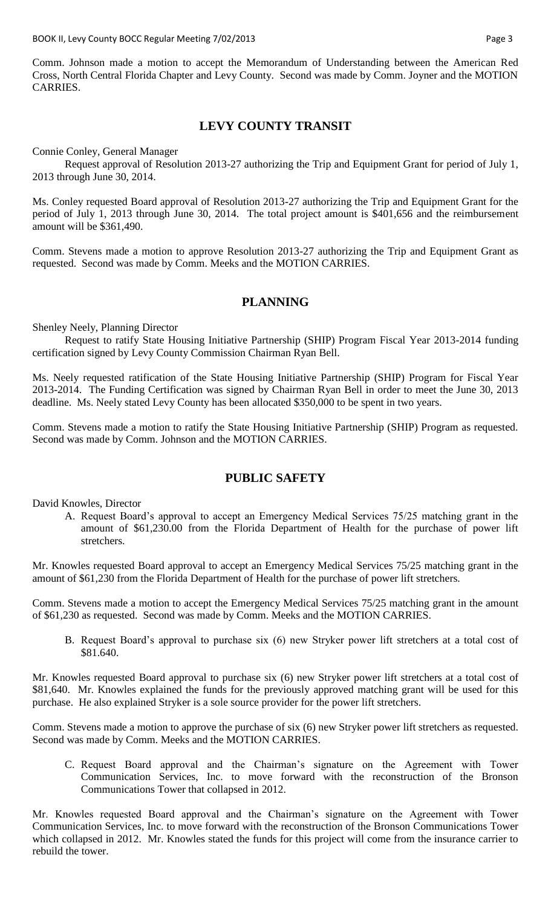Comm. Johnson made a motion to accept the Memorandum of Understanding between the American Red Cross, North Central Florida Chapter and Levy County. Second was made by Comm. Joyner and the MOTION CARRIES.

## LEVY COUNTY TRANSIT

Connie Conley, General Manager

Request approval of Resolution 2013-27 authorizing the Trip and Equipment Grant for period of July 1, 2013 through June 30, 2014.

Ms. Conley requested Board approval of Resolution 2013-27 authorizing the Trip and Equipment Grant for the period of July 1, 2013 through June 30, 2014. The total project amount is $401,656 and the reimbursement amount will be $361,490.

Comm. Stevens made a motion to approve Resolution 2013-27 authorizing the Trip and Equipment Grant as requested. Second was made by Comm. Meeks and the MOTION CARRIES.

## PLANNING

Shenley Neely, Planning Director

Request to ratify State Housing Initiative Partnership (SHIP) Program Fiscal Year 2013-2014 funding certification signed by Levy County Commission Chairman Ryan Bell.

Ms. Neely requested ratification of the State Housing Initiative Partnership (SHIP) Program for Fiscal Year 2013-2014. The Funding Certification was signed by Chairman Ryan Bell in order to meet the June 30, 2013 deadline. Ms. Neely stated Levy County has been allocated $350,000 to be spent in two years.

Comm. Stevens made a motion to ratify the State Housing Initiative Partnership (SHIP) Program as requested. Second was made by Comm. Johnson and the MOTION CARRIES.

## PUBLIC SAFETY

David Knowles, Director

A. Request Board's approval to accept an Emergency Medical Services 75/25 matching grant in the amount of $61,230.00 from the Florida Department of Health for the purchase of power lift stretchers.

Mr. Knowles requested Board approval to accept an Emergency Medical Services 75/25 matching grant in the amount of $61,230 from the Florida Department of Health for the purchase of power lift stretchers.

Comm. Stevens made a motion to accept the Emergency Medical Services 75/25 matching grant in the amount of $61,230 as requested. Second was made by Comm. Meeks and the MOTION CARRIES.

B. Request Board's approval to purchase six (6) new Stryker power lift stretchers at a total cost of $81.640.

Mr. Knowles requested Board approval to purchase six (6) new Stryker power lift stretchers at a total cost of $81,640. Mr. Knowles explained the funds for the previously approved matching grant will be used for this purchase. He also explained Stryker is a sole source provider for the power lift stretchers.

Comm. Stevens made a motion to approve the purchase of six (6) new Stryker power lift stretchers as requested. Second was made by Comm. Meeks and the MOTION CARRIES.

C. Request Board approval and the Chairman's signature on the Agreement with Tower Communication Services, Inc. to move forward with the reconstruction of the Bronson Communications Tower that collapsed in 2012.

Mr. Knowles requested Board approval and the Chairman's signature on the Agreement with Tower Communication Services, Inc. to move forward with the reconstruction of the Bronson Communications Tower which collapsed in 2012. Mr. Knowles stated the funds for this project will come from the insurance carrier to rebuild the tower.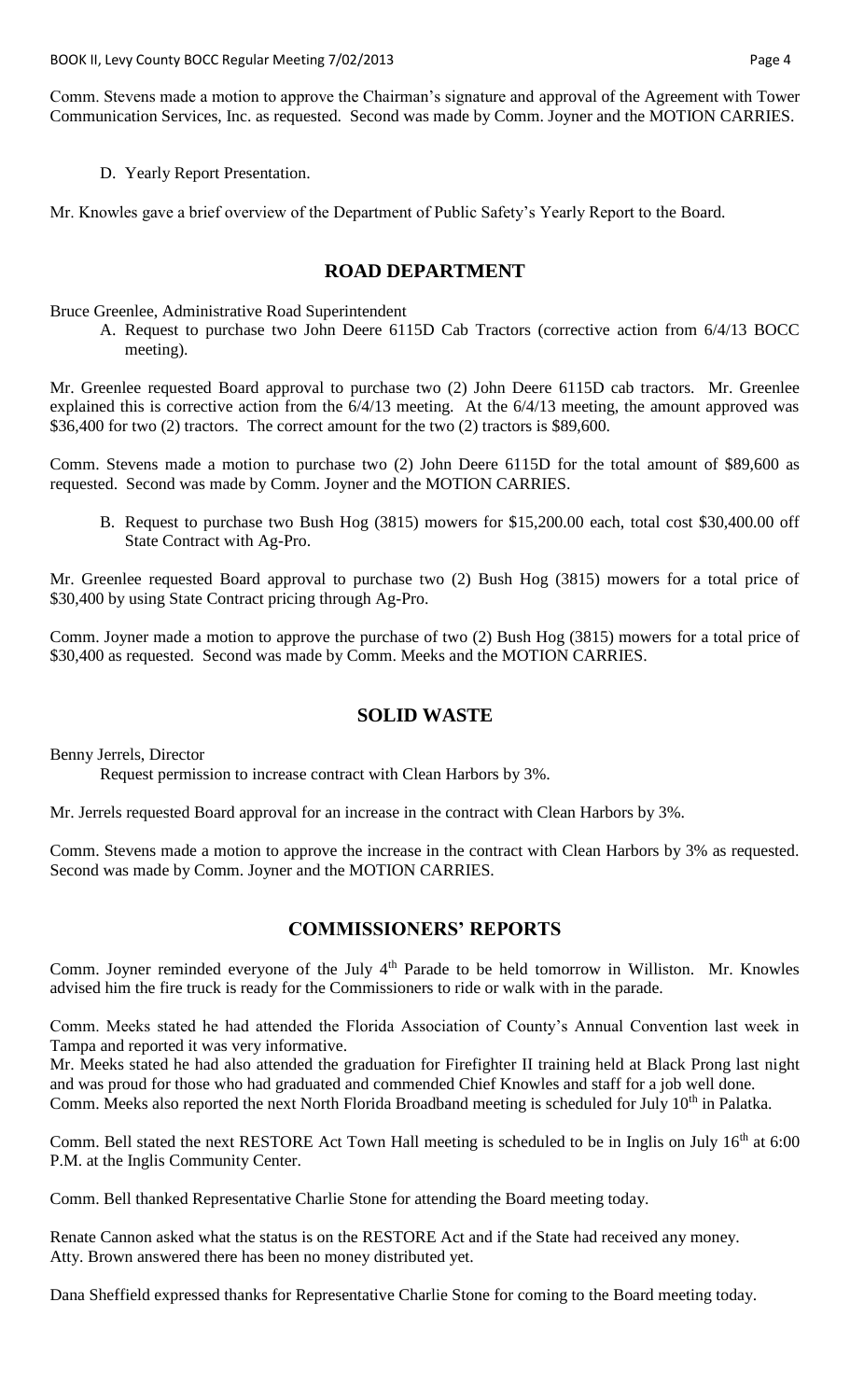Comm. Stevens made a motion to approve the Chairman's signature and approval of the Agreement with Tower Communication Services, Inc. as requested. Second was made by Comm. Joyner and the MOTION CARRIES.

D. Yearly Report Presentation.

Mr. Knowles gave a brief overview of the Department of Public Safety's Yearly Report to the Board.

## ROAD DEPARTMENT

Bruce Greenlee, Administrative Road Superintendent

A. Request to purchase two John Deere 6115D Cab Tractors (corrective action from 6/4/13 BOCC meeting).

Mr. Greenlee requested Board approval to purchase two (2) John Deere 6115D cab tractors. Mr. Greenlee explained this is corrective action from the 6/4/13 meeting. At the 6/4/13 meeting, the amount approved was \$36,400 for two (2) tractors. The correct amount for the two (2) tractors is \$89,600.

Comm. Stevens made a motion to purchase two (2) John Deere 6115D for the total amount of \$89,600 as requested. Second was made by Comm. Joyner and the MOTION CARRIES.

B. Request to purchase two Bush Hog (3815) mowers for \$15,200.00 each, total cost \$30,400.00 off State Contract with Ag-Pro.

Mr. Greenlee requested Board approval to purchase two (2) Bush Hog (3815) mowers for a total price of \$30,400 by using State Contract pricing through Ag-Pro.

Comm. Joyner made a motion to approve the purchase of two (2) Bush Hog (3815) mowers for a total price of \$30,400 as requested. Second was made by Comm. Meeks and the MOTION CARRIES.

## SOLID WASTE

Benny Jerrels, Director

Request permission to increase contract with Clean Harbors by 3%.

Mr. Jerrels requested Board approval for an increase in the contract with Clean Harbors by 3%.

Comm. Stevens made a motion to approve the increase in the contract with Clean Harbors by 3% as requested. Second was made by Comm. Joyner and the MOTION CARRIES.

## COMMISSIONERS' REPORTS

Comm. Joyner reminded everyone of the July 4th Parade to be held tomorrow in Williston. Mr. Knowles advised him the fire truck is ready for the Commissioners to ride or walk with in the parade.

Comm. Meeks stated he had attended the Florida Association of County's Annual Convention last week in Tampa and reported it was very informative.

Mr. Meeks stated he had also attended the graduation for Firefighter II training held at Black Prong last night and was proud for those who had graduated and commended Chief Knowles and staff for a job well done.

Comm. Meeks also reported the next North Florida Broadband meeting is scheduled for July 10th in Palatka.

Comm. Bell stated the next RESTORE Act Town Hall meeting is scheduled to be in Inglis on July 16th at 6:00 P.M. at the Inglis Community Center.

Comm. Bell thanked Representative Charlie Stone for attending the Board meeting today.

Renate Cannon asked what the status is on the RESTORE Act and if the State had received any money.
Atty. Brown answered there has been no money distributed yet.

Dana Sheffield expressed thanks for Representative Charlie Stone for coming to the Board meeting today.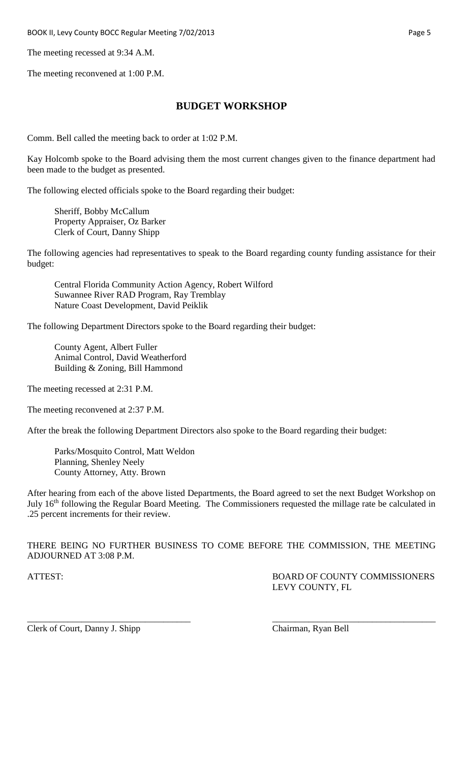The meeting recessed at 9:34 A.M.

The meeting reconvened at 1:00 P.M.

## BUDGET WORKSHOP

Comm. Bell called the meeting back to order at 1:02 P.M.

Kay Holcomb spoke to the Board advising them the most current changes given to the finance department had been made to the budget as presented.

The following elected officials spoke to the Board regarding their budget:

Sheriff, Bobby McCallum
Property Appraiser, Oz Barker
Clerk of Court, Danny Shipp

The following agencies had representatives to speak to the Board regarding county funding assistance for their budget:

Central Florida Community Action Agency, Robert Wilford
Suwannee River RAD Program, Ray Tremblay
Nature Coast Development, David Peiklik

The following Department Directors spoke to the Board regarding their budget:

County Agent, Albert Fuller
Animal Control, David Weatherford
Building & Zoning, Bill Hammond

The meeting recessed at 2:31 P.M.

The meeting reconvened at 2:37 P.M.

After the break the following Department Directors also spoke to the Board regarding their budget:

Parks/Mosquito Control, Matt Weldon
Planning, Shenley Neely
County Attorney, Atty. Brown

After hearing from each of the above listed Departments, the Board agreed to set the next Budget Workshop on July 16th following the Regular Board Meeting. The Commissioners requested the millage rate be calculated in .25 percent increments for their review.

THERE BEING NO FURTHER BUSINESS TO COME BEFORE THE COMMISSION, THE MEETING ADJOURNED AT 3:08 P.M.

ATTEST:

BOARD OF COUNTY COMMISSIONERS
LEVY COUNTY, FL

\_\_\_\_\_\_\_\_\_\_\_\_\_\_\_\_\_\_\_\_\_\_\_\_\_\_\_\_\_\_\_\_\_\_\_
Clerk of Court, Danny J. Shipp

\_\_\_\_\_\_\_\_\_\_\_\_\_\_\_\_\_\_\_\_\_\_\_\_\_\_\_\_\_\_\_\_\_\_\_
Chairman, Ryan Bell